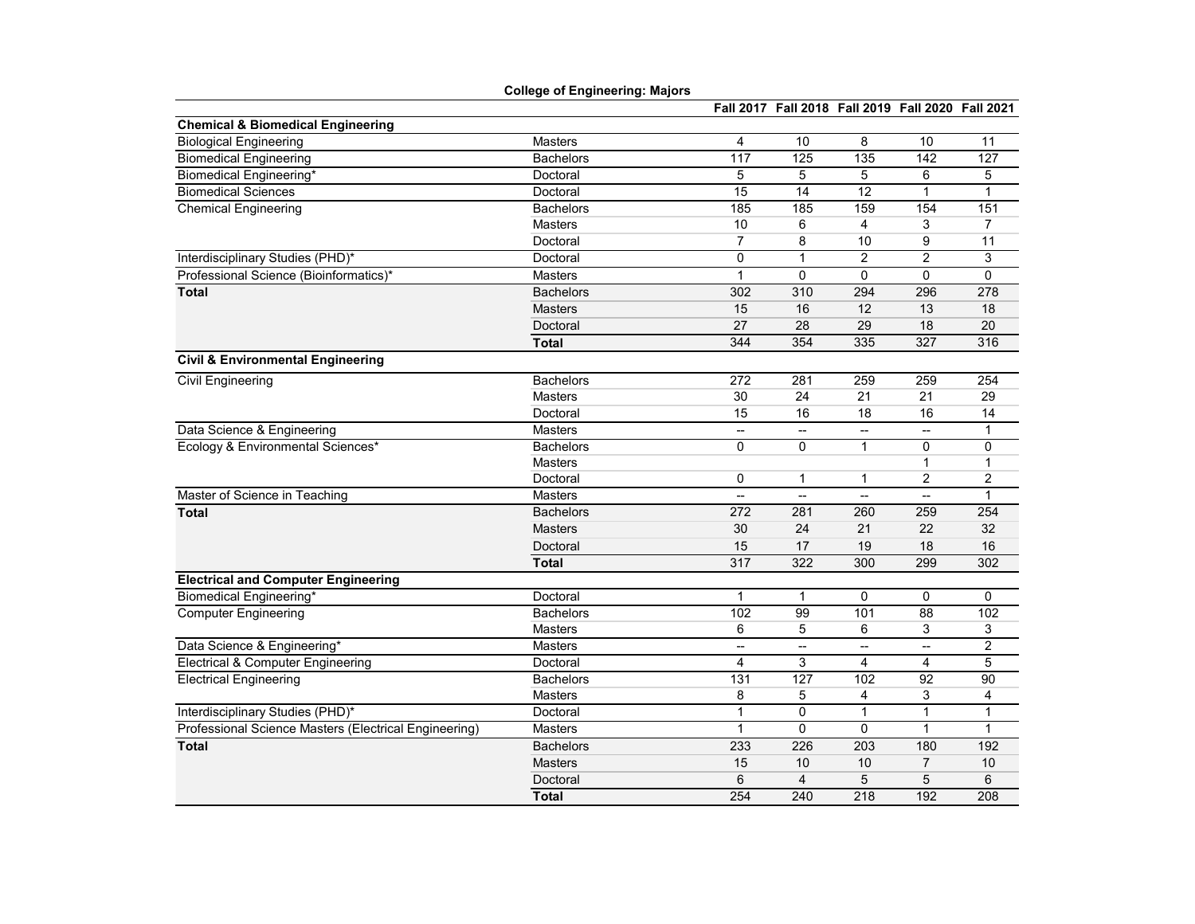**College of Engineering: Majors**

| | | Fall 2017 | Fall 2018 | Fall 2019 | Fall 2020 | Fall 2021 |
|---|---|---|---|---|---|---|
| **Chemical & Biomedical Engineering** | | | | | | |
| Biological Engineering | Masters | 4 | 10 | 8 | 10 | 11 |
| Biomedical Engineering | Bachelors | 117 | 125 | 135 | 142 | 127 |
| Biomedical Engineering* | Doctoral | 5 | 5 | 5 | 6 | 5 |
| Biomedical Sciences | Doctoral | 15 | 14 | 12 | 1 | 1 |
| Chemical Engineering | Bachelors | 185 | 185 | 159 | 154 | 151 |
| | Masters | 10 | 6 | 4 | 3 | 7 |
| | Doctoral | 7 | 8 | 10 | 9 | 11 |
| Interdisciplinary Studies (PHD)* | Doctoral | 0 | 1 | 2 | 2 | 3 |
| Professional Science (Bioinformatics)* | Masters | 1 | 0 | 0 | 0 | 0 |
| **Total** | Bachelors | 302 | 310 | 294 | 296 | 278 |
| | Masters | 15 | 16 | 12 | 13 | 18 |
| | Doctoral | 27 | 28 | 29 | 18 | 20 |
| | **Total** | 344 | 354 | 335 | 327 | 316 |
| **Civil & Environmental Engineering** | | | | | | |
| Civil Engineering | Bachelors | 272 | 281 | 259 | 259 | 254 |
| | Masters | 30 | 24 | 21 | 21 | 29 |
| | Doctoral | 15 | 16 | 18 | 16 | 14 |
| Data Science & Engineering | Masters | -- | -- | -- | -- | 1 |
| Ecology & Environmental Sciences* | Bachelors | 0 | 0 | 1 | 0 | 0 |
| | Masters | | | | 1 | 1 |
| | Doctoral | 0 | 1 | 1 | 2 | 2 |
| Master of Science in Teaching | Masters | -- | -- | -- | -- | 1 |
| **Total** | Bachelors | 272 | 281 | 260 | 259 | 254 |
| | Masters | 30 | 24 | 21 | 22 | 32 |
| | Doctoral | 15 | 17 | 19 | 18 | 16 |
| | **Total** | 317 | 322 | 300 | 299 | 302 |
| **Electrical and Computer Engineering** | | | | | | |
| Biomedical Engineering* | Doctoral | 1 | 1 | 0 | 0 | 0 |
| Computer Engineering | Bachelors | 102 | 99 | 101 | 88 | 102 |
| | Masters | 6 | 5 | 6 | 3 | 3 |
| Data Science & Engineering* | Masters | -- | -- | -- | -- | 2 |
| Electrical & Computer Engineering | Doctoral | 4 | 3 | 4 | 4 | 5 |
| Electrical Engineering | Bachelors | 131 | 127 | 102 | 92 | 90 |
| | Masters | 8 | 5 | 4 | 3 | 4 |
| Interdisciplinary Studies (PHD)* | Doctoral | 1 | 0 | 1 | 1 | 1 |
| Professional Science Masters (Electrical Engineering) | Masters | 1 | 0 | 0 | 1 | 1 |
| **Total** | Bachelors | 233 | 226 | 203 | 180 | 192 |
| | Masters | 15 | 10 | 10 | 7 | 10 |
| | Doctoral | 6 | 4 | 5 | 5 | 6 |
| | **Total** | 254 | 240 | 218 | 192 | 208 |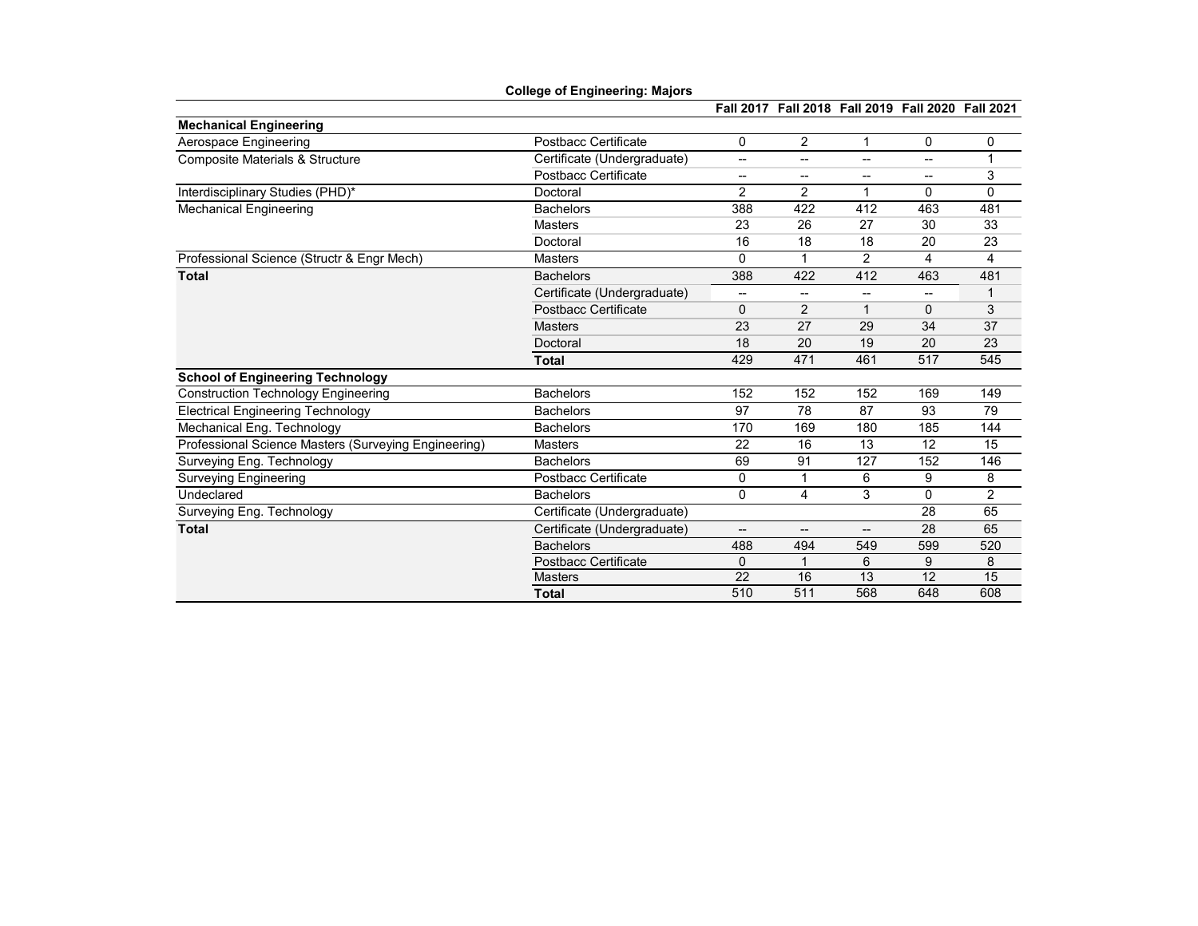**College of Engineering: Majors**

| | | Fall 2017 | Fall 2018 | Fall 2019 | Fall 2020 | Fall 2021 |
|---|---|---|---|---|---|---|
| **Mechanical Engineering** | | | | | | |
| Aerospace Engineering | Postbacc Certificate | 0 | 2 | 1 | 0 | 0 |
| Composite Materials & Structure | Certificate (Undergraduate) | -- | -- | -- | -- | 1 |
| | Postbacc Certificate | -- | -- | -- | -- | 3 |
| Interdisciplinary Studies (PHD)* | Doctoral | 2 | 2 | 1 | 0 | 0 |
| Mechanical Engineering | Bachelors | 388 | 422 | 412 | 463 | 481 |
| | Masters | 23 | 26 | 27 | 30 | 33 |
| | Doctoral | 16 | 18 | 18 | 20 | 23 |
| Professional Science (Structr & Engr Mech) | Masters | 0 | 1 | 2 | 4 | 4 |
| **Total** | Bachelors | 388 | 422 | 412 | 463 | 481 |
| | Certificate (Undergraduate) | -- | -- | -- | -- | 1 |
| | Postbacc Certificate | 0 | 2 | 1 | 0 | 3 |
| | Masters | 23 | 27 | 29 | 34 | 37 |
| | Doctoral | 18 | 20 | 19 | 20 | 23 |
| | **Total** | 429 | 471 | 461 | 517 | 545 |
| **School of Engineering Technology** | | | | | | |
| Construction Technology Engineering | Bachelors | 152 | 152 | 152 | 169 | 149 |
| Electrical Engineering Technology | Bachelors | 97 | 78 | 87 | 93 | 79 |
| Mechanical Eng. Technology | Bachelors | 170 | 169 | 180 | 185 | 144 |
| Professional Science Masters (Surveying Engineering) | Masters | 22 | 16 | 13 | 12 | 15 |
| Surveying Eng. Technology | Bachelors | 69 | 91 | 127 | 152 | 146 |
| Surveying Engineering | Postbacc Certificate | 0 | 1 | 6 | 9 | 8 |
| Undeclared | Bachelors | 0 | 4 | 3 | 0 | 2 |
| Surveying Eng. Technology | Certificate (Undergraduate) | | | | 28 | 65 |
| **Total** | Certificate (Undergraduate) | -- | -- | -- | 28 | 65 |
| | Bachelors | 488 | 494 | 549 | 599 | 520 |
| | Postbacc Certificate | 0 | 1 | 6 | 9 | 8 |
| | Masters | 22 | 16 | 13 | 12 | 15 |
| | **Total** | 510 | 511 | 568 | 648 | 608 |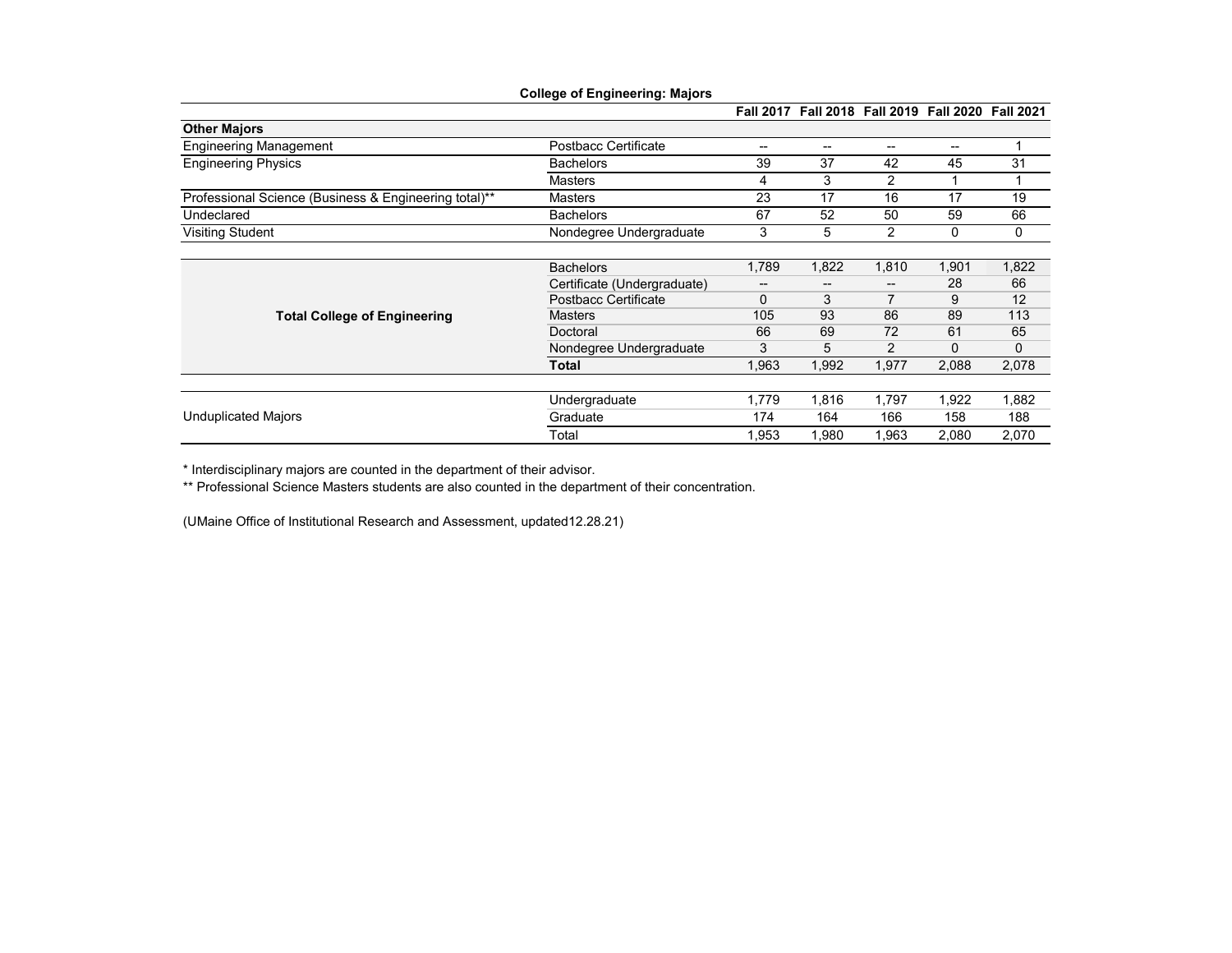**College of Engineering: Majors**

| | | Fall 2017 | Fall 2018 | Fall 2019 | Fall 2020 | Fall 2021 |
|---|---|---|---|---|---|---|
| **Other Majors** | | | | | | |
| Engineering Management | Postbacc Certificate | -- | -- | -- | -- | 1 |
| Engineering Physics | Bachelors | 39 | 37 | 42 | 45 | 31 |
| | Masters | 4 | 3 | 2 | 1 | 1 |
| Professional Science (Business & Engineering total)** | Masters | 23 | 17 | 16 | 17 | 19 |
| Undeclared | Bachelors | 67 | 52 | 50 | 59 | 66 |
| Visiting Student | Nondegree Undergraduate | 3 | 5 | 2 | 0 | 0 |
| **Total College of Engineering** | Bachelors | 1,789 | 1,822 | 1,810 | 1,901 | 1,822 |
| | Certificate (Undergraduate) | -- | -- | -- | 28 | 66 |
| | Postbacc Certificate | 0 | 3 | 7 | 9 | 12 |
| | Masters | 105 | 93 | 86 | 89 | 113 |
| | Doctoral | 66 | 69 | 72 | 61 | 65 |
| | Nondegree Undergraduate | 3 | 5 | 2 | 0 | 0 |
| | **Total** | 1,963 | 1,992 | 1,977 | 2,088 | 2,078 |
| Unduplicated Majors | Undergraduate | 1,779 | 1,816 | 1,797 | 1,922 | 1,882 |
| | Graduate | 174 | 164 | 166 | 158 | 188 |
| | Total | 1,953 | 1,980 | 1,963 | 2,080 | 2,070 |

* Interdisciplinary majors are counted in the department of their advisor.

** Professional Science Masters students are also counted in the department of their concentration.

(UMaine Office of Institutional Research and Assessment, updated12.28.21)